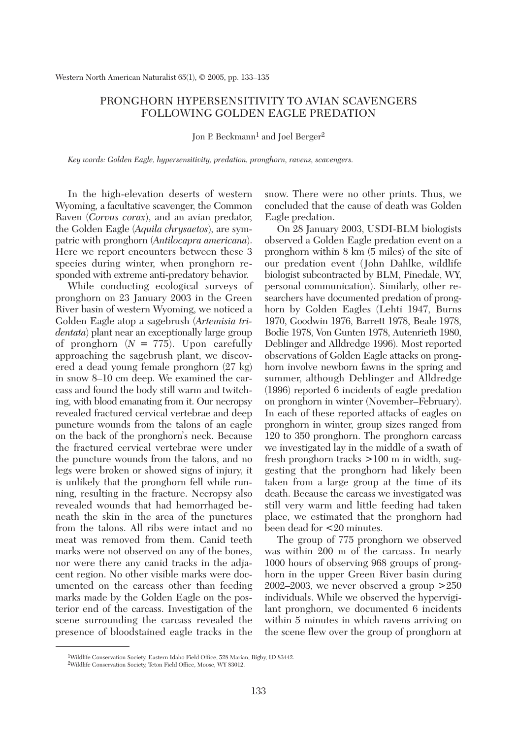# PRONGHORN HYPERSENSITIVITY TO AVIAN SCAVENGERS FOLLOWING GOLDEN EAGLE PREDATION

Jon P. Beckmann[1] and Joel Berger[2]

*Key words: Golden Eagle, hypersensitivity, predation, pronghorn, ravens, scavengers.*

In the high-elevation deserts of western Wyoming, a facultative scavenger, the Common Raven (*Corvus corax*), and an avian predator, the Golden Eagle (*Aquila chrysaetos*), are sympatric with pronghorn (*Antilocapra americana*). Here we report encounters between these 3 species during winter, when pronghorn responded with extreme anti-predatory behavior.

While conducting ecological surveys of pronghorn on 23 January 2003 in the Green River basin of western Wyoming, we noticed a Golden Eagle atop a sagebrush (*Artemisia tridentata*) plant near an exceptionally large group of pronghorn ($N = 775$). Upon carefully approaching the sagebrush plant, we discovered a dead young female pronghorn (27 kg) in snow 8–10 cm deep. We examined the carcass and found the body still warm and twitching, with blood emanating from it. Our necropsy revealed fractured cervical vertebrae and deep puncture wounds from the talons of an eagle on the back of the pronghorn's neck. Because the fractured cervical vertebrae were under the puncture wounds from the talons, and no legs were broken or showed signs of injury, it is unlikely that the pronghorn fell while running, resulting in the fracture. Necropsy also revealed wounds that had hemorrhaged beneath the skin in the area of the punctures from the talons. All ribs were intact and no meat was removed from them. Canid teeth marks were not observed on any of the bones, nor were there any canid tracks in the adjacent region. No other visible marks were documented on the carcass other than feeding marks made by the Golden Eagle on the posterior end of the carcass. Investigation of the scene surrounding the carcass revealed the presence of bloodstained eagle tracks in the snow. There were no other prints. Thus, we concluded that the cause of death was Golden Eagle predation.

On 28 January 2003, USDI-BLM biologists observed a Golden Eagle predation event on a pronghorn within 8 km (5 miles) of the site of our predation event (John Dahlke, wildlife biologist subcontracted by BLM, Pinedale, WY, personal communication). Similarly, other researchers have documented predation of pronghorn by Golden Eagles (Lehti 1947, Burns 1970, Goodwin 1976, Barrett 1978, Beale 1978, Bodie 1978, Von Gunten 1978, Autenrieth 1980, Deblinger and Alldredge 1996). Most reported observations of Golden Eagle attacks on pronghorn involve newborn fawns in the spring and summer, although Deblinger and Alldredge (1996) reported 6 incidents of eagle predation on pronghorn in winter (November–February). In each of these reported attacks of eagles on pronghorn in winter, group sizes ranged from 120 to 350 pronghorn. The pronghorn carcass we investigated lay in the middle of a swath of fresh pronghorn tracks >100 m in width, suggesting that the pronghorn had likely been taken from a large group at the time of its death. Because the carcass we investigated was still very warm and little feeding had taken place, we estimated that the pronghorn had been dead for <20 minutes.

The group of 775 pronghorn we observed was within 200 m of the carcass. In nearly 1000 hours of observing 968 groups of pronghorn in the upper Green River basin during 2002–2003, we never observed a group >250 individuals. While we observed the hypervigilant pronghorn, we documented 6 incidents within 5 minutes in which ravens arriving on the scene flew over the group of pronghorn at

[1]Wildlife Conservation Society, Eastern Idaho Field Office, 528 Marian, Rigby, ID 83442.

[2]Wildlife Conservation Society, Teton Field Office, Moose, WY 83012.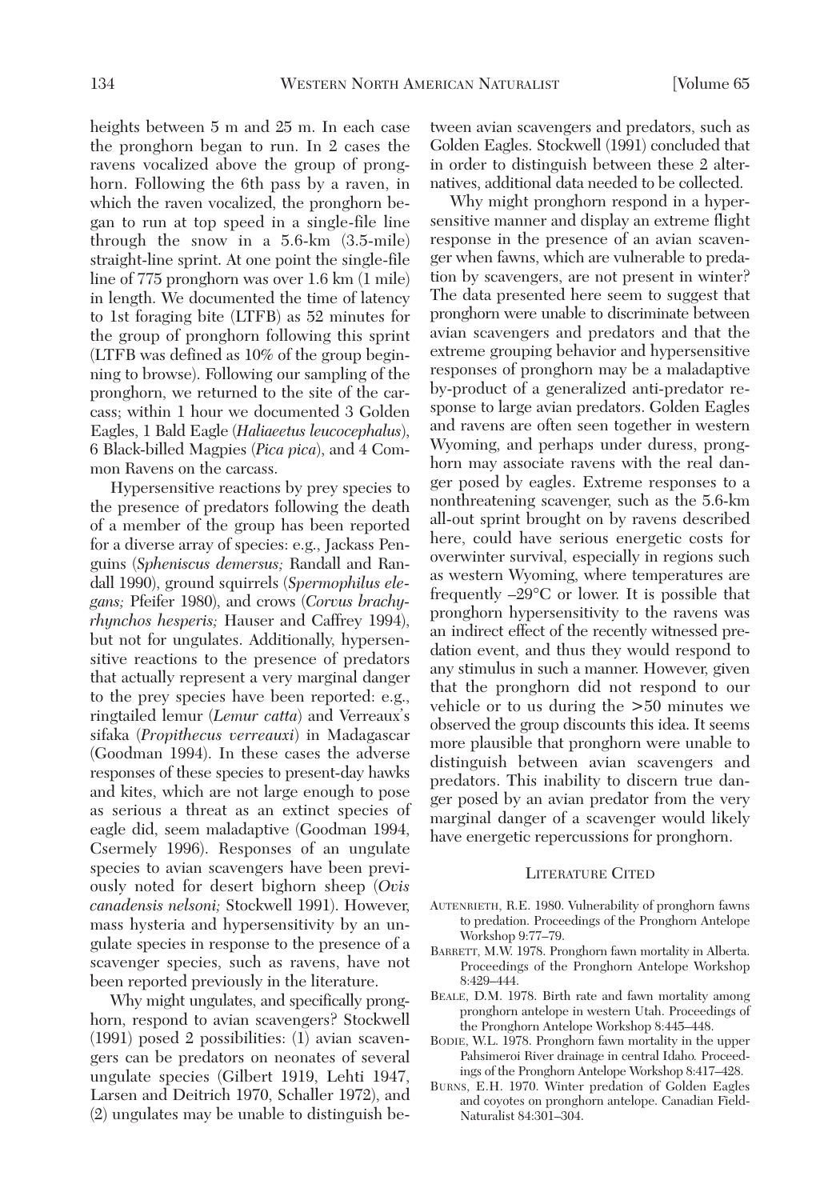heights between 5 m and 25 m. In each case the pronghorn began to run. In 2 cases the ravens vocalized above the group of pronghorn. Following the 6th pass by a raven, in which the raven vocalized, the pronghorn began to run at top speed in a single-file line through the snow in a 5.6-km (3.5-mile) straight-line sprint. At one point the single-file line of 775 pronghorn was over 1.6 km (1 mile) in length. We documented the time of latency to 1st foraging bite (LTFB) as 52 minutes for the group of pronghorn following this sprint (LTFB was defined as 10% of the group beginning to browse). Following our sampling of the pronghorn, we returned to the site of the carcass; within 1 hour we documented 3 Golden Eagles, 1 Bald Eagle (*Haliaeetus leucocephalus*), 6 Black-billed Magpies (*Pica pica*), and 4 Common Ravens on the carcass.

Hypersensitive reactions by prey species to the presence of predators following the death of a member of the group has been reported for a diverse array of species: e.g., Jackass Penguins (*Spheniscus demersus;* Randall and Randall 1990), ground squirrels (*Spermophilus elegans;* Pfeifer 1980), and crows (*Corvus brachyrhynchos hesperis;* Hauser and Caffrey 1994), but not for ungulates. Additionally, hypersensitive reactions to the presence of predators that actually represent a very marginal danger to the prey species have been reported: e.g., ringtailed lemur (*Lemur catta*) and Verreaux's sifaka (*Propithecus verreauxi*) in Madagascar (Goodman 1994). In these cases the adverse responses of these species to present-day hawks and kites, which are not large enough to pose as serious a threat as an extinct species of eagle did, seem maladaptive (Goodman 1994, Csermely 1996). Responses of an ungulate species to avian scavengers have been previously noted for desert bighorn sheep (*Ovis canadensis nelsoni;* Stockwell 1991). However, mass hysteria and hypersensitivity by an ungulate species in response to the presence of a scavenger species, such as ravens, have not been reported previously in the literature.

Why might ungulates, and specifically pronghorn, respond to avian scavengers? Stockwell (1991) posed 2 possibilities: (1) avian scavengers can be predators on neonates of several ungulate species (Gilbert 1919, Lehti 1947, Larsen and Deitrich 1970, Schaller 1972), and (2) ungulates may be unable to distinguish between avian scavengers and predators, such as Golden Eagles. Stockwell (1991) concluded that in order to distinguish between these 2 alternatives, additional data needed to be collected.

Why might pronghorn respond in a hypersensitive manner and display an extreme flight response in the presence of an avian scavenger when fawns, which are vulnerable to predation by scavengers, are not present in winter? The data presented here seem to suggest that pronghorn were unable to discriminate between avian scavengers and predators and that the extreme grouping behavior and hypersensitive responses of pronghorn may be a maladaptive by-product of a generalized anti-predator response to large avian predators. Golden Eagles and ravens are often seen together in western Wyoming, and perhaps under duress, pronghorn may associate ravens with the real danger posed by eagles. Extreme responses to a nonthreatening scavenger, such as the 5.6-km all-out sprint brought on by ravens described here, could have serious energetic costs for overwinter survival, especially in regions such as western Wyoming, where temperatures are frequently –29°C or lower. It is possible that pronghorn hypersensitivity to the ravens was an indirect effect of the recently witnessed predation event, and thus they would respond to any stimulus in such a manner. However, given that the pronghorn did not respond to our vehicle or to us during the >50 minutes we observed the group discounts this idea. It seems more plausible that pronghorn were unable to distinguish between avian scavengers and predators. This inability to discern true danger posed by an avian predator from the very marginal danger of a scavenger would likely have energetic repercussions for pronghorn.

## Literature Cited

- Autenrieth, R.E. 1980. Vulnerability of pronghorn fawns to predation. Proceedings of the Pronghorn Antelope Workshop 9:77–79.
- Barrett, M.W. 1978. Pronghorn fawn mortality in Alberta. Proceedings of the Pronghorn Antelope Workshop 8:429–444.
- Beale, D.M. 1978. Birth rate and fawn mortality among pronghorn antelope in western Utah. Proceedings of the Pronghorn Antelope Workshop 8:445–448.
- Bodie, W.L. 1978. Pronghorn fawn mortality in the upper Pahsimeroi River drainage in central Idaho. Proceedings of the Pronghorn Antelope Workshop 8:417–428.
- Burns, E.H. 1970. Winter predation of Golden Eagles and coyotes on pronghorn antelope. Canadian Field-Naturalist 84:301–304.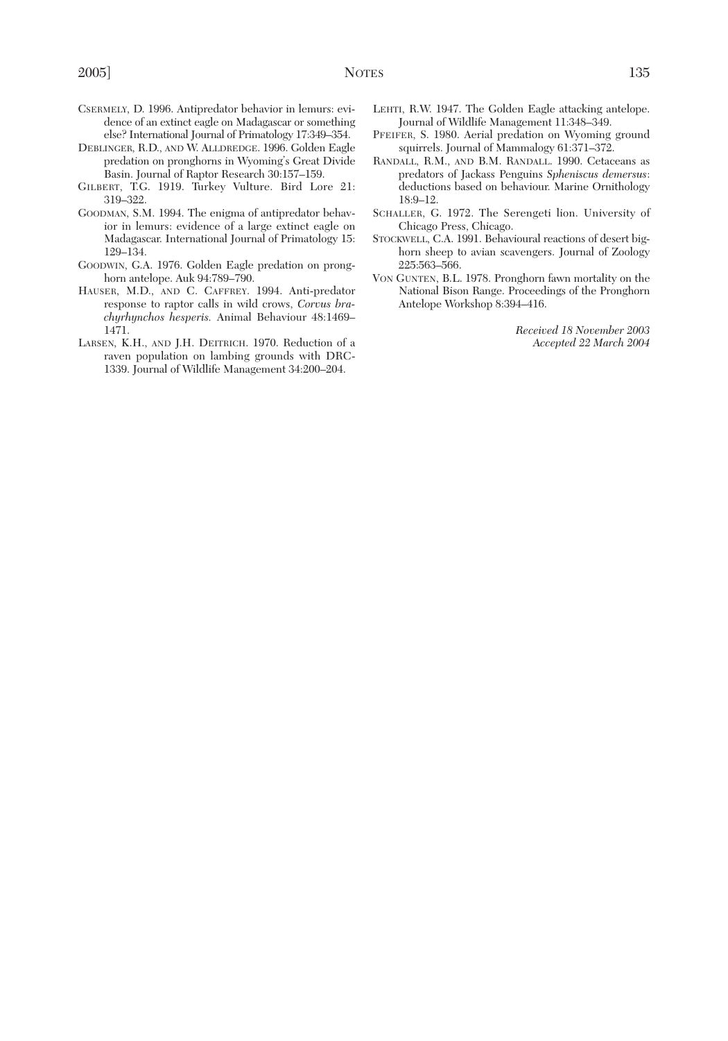CSERMELY, D. 1996. Antipredator behavior in lemurs: evidence of an extinct eagle on Madagascar or something else? International Journal of Primatology 17:349–354.

DEBLINGER, R.D., AND W. ALLDREDGE. 1996. Golden Eagle predation on pronghorns in Wyoming's Great Divide Basin. Journal of Raptor Research 30:157–159.

GILBERT, T.G. 1919. Turkey Vulture. Bird Lore 21: 319–322.

GOODMAN, S.M. 1994. The enigma of antipredator behavior in lemurs: evidence of a large extinct eagle on Madagascar. International Journal of Primatology 15: 129–134.

GOODWIN, G.A. 1976. Golden Eagle predation on pronghorn antelope. Auk 94:789–790.

HAUSER, M.D., AND C. CAFFREY. 1994. Anti-predator response to raptor calls in wild crows, *Corvus brachyrhynchos hesperis.* Animal Behaviour 48:1469–1471.

LARSEN, K.H., AND J.H. DEITRICH. 1970. Reduction of a raven population on lambing grounds with DRC-1339. Journal of Wildlife Management 34:200–204.

LEHTI, R.W. 1947. The Golden Eagle attacking antelope. Journal of Wildlife Management 11:348–349.

PFEIFER, S. 1980. Aerial predation on Wyoming ground squirrels. Journal of Mammalogy 61:371–372.

RANDALL, R.M., AND B.M. RANDALL. 1990. Cetaceans as predators of Jackass Penguins *Spheniscus demersus*: deductions based on behaviour. Marine Ornithology 18:9–12.

SCHALLER, G. 1972. The Serengeti lion. University of Chicago Press, Chicago.

STOCKWELL, C.A. 1991. Behavioural reactions of desert bighorn sheep to avian scavengers. Journal of Zoology 225:563–566.

VON GUNTEN, B.L. 1978. Pronghorn fawn mortality on the National Bison Range. Proceedings of the Pronghorn Antelope Workshop 8:394–416.

*Received 18 November 2003*
*Accepted 22 March 2004*